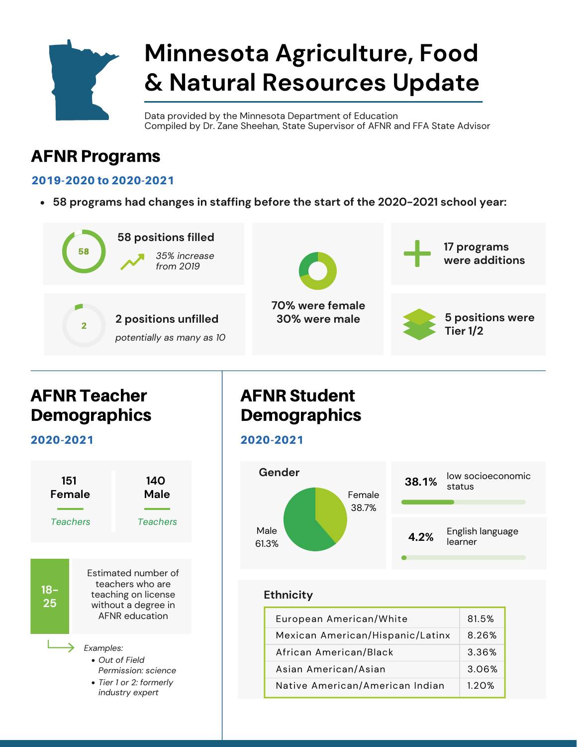# Minnesota Agriculture, Food & Natural Resources Update

Data provided by the Minnesota Department of Education
Compiled by Dr. Zane Sheehan, State Supervisor of AFNR and FFA State Advisor

## AFNR Programs

### 2019-2020 to 2020-2021

- **58 programs had changes in staffing before the start of the 2020-2021 school year:**

58

**58 positions filled**

*35% increase from 2019*

2

**2 positions unfilled**

*potentially as many as 10*

**70% were female**
**30% were male**

**17 programs were additions**

**5 positions were Tier 1/2**

## AFNR Teacher Demographics

### 2020-2021

| 151 Female | 140 Male |
|---|---|
| *Teachers* | *Teachers* |

**18-25** Estimated number of teachers who are teaching on license without a degree in AFNR education

*Examples:*
- *Out of Field Permission: science*
- *Tier 1 or 2: formerly industry expert*

## AFNR Student Demographics

### 2020-2021

**Gender**

Female 38.7%

Male 61.3%

**38.1%** low socioeconomic status

**4.2%** English language learner

**Ethnicity**

| Ethnicity | Percent |
|---|---|
| European American/White | 81.5% |
| Mexican American/Hispanic/Latinx | 8.26% |
| African American/Black | 3.36% |
| Asian American/Asian | 3.06% |
| Native American/American Indian | 1.20% |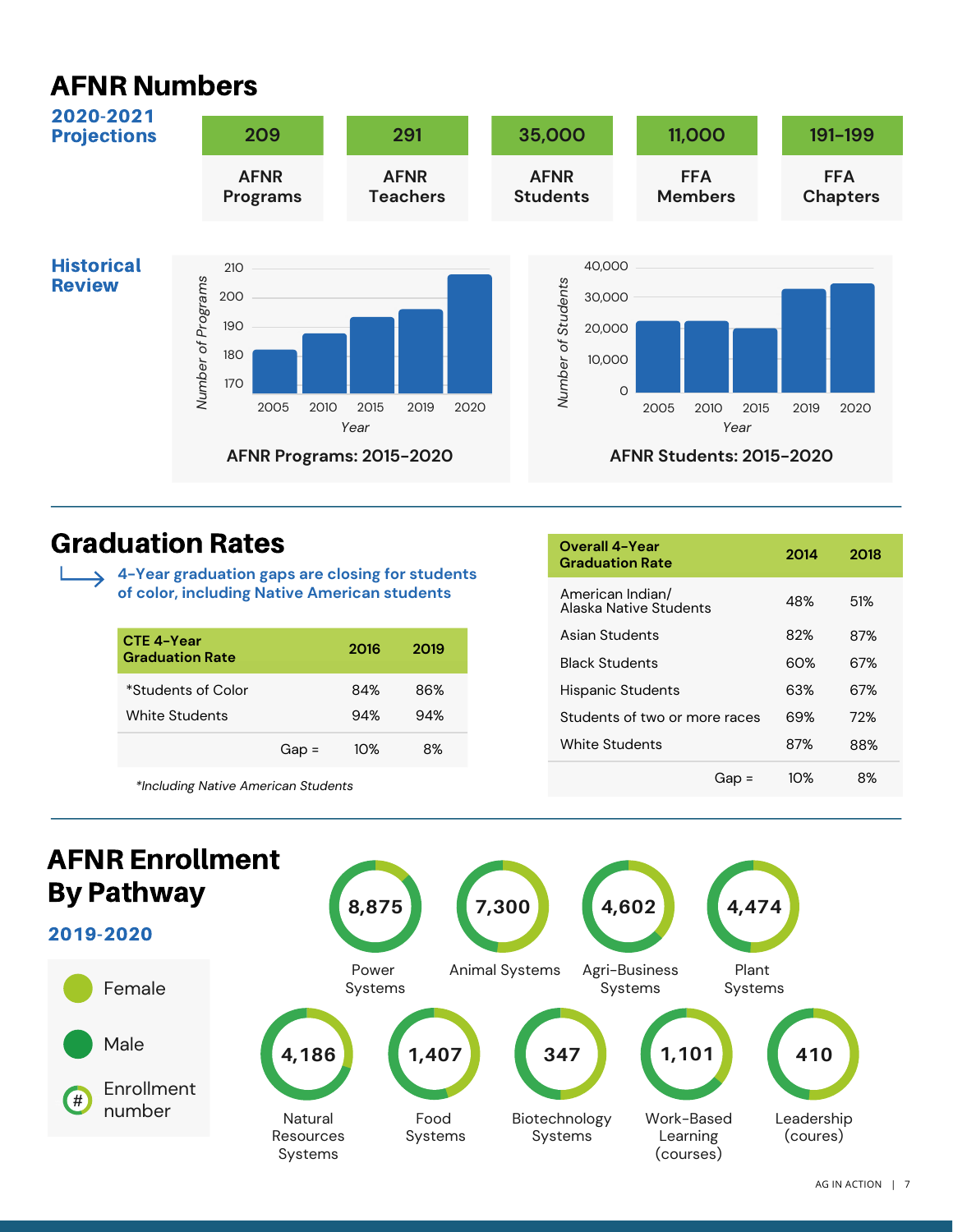# AFNR Numbers

**2020-2021 Projections**

| 209 | 291 | 35,000 | 11,000 | 191-199 |
|---|---|---|---|---|
| AFNR Programs | AFNR Teachers | AFNR Students | FFA Members | FFA Chapters |

**Historical Review**

210
200
190
180
170
Number of Programs
2005 2010 2015 2019 2020
Year

AFNR Programs: 2015-2020

40,000
30,000
20,000
10,000
0
Number of Students
2005 2010 2015 2019 2020
Year

AFNR Students: 2015-2020

## Graduation Rates

4-Year graduation gaps are closing for students of color, including Native American students

| CTE 4-Year Graduation Rate | 2016 | 2019 |
|---|---|---|
| *Students of Color | 84% | 86% |
| White Students | 94% | 94% |
| Gap = | 10% | 8% |

*Including Native American Students*

| Overall 4-Year Graduation Rate | 2014 | 2018 |
|---|---|---|
| American Indian/ Alaska Native Students | 48% | 51% |
| Asian Students | 82% | 87% |
| Black Students | 60% | 67% |
| Hispanic Students | 63% | 67% |
| Students of two or more races | 69% | 72% |
| White Students | 87% | 88% |
| Gap = | 10% | 8% |

## AFNR Enrollment By Pathway

**2019-2020**

Female
Male
Enrollment number

8,875 Power Systems
7,300 Animal Systems
4,602 Agri-Business Systems
4,474 Plant Systems
4,186 Natural Resources Systems
1,407 Food Systems
347 Biotechnology Systems
1,101 Work-Based Learning (courses)
410 Leadership (coures)